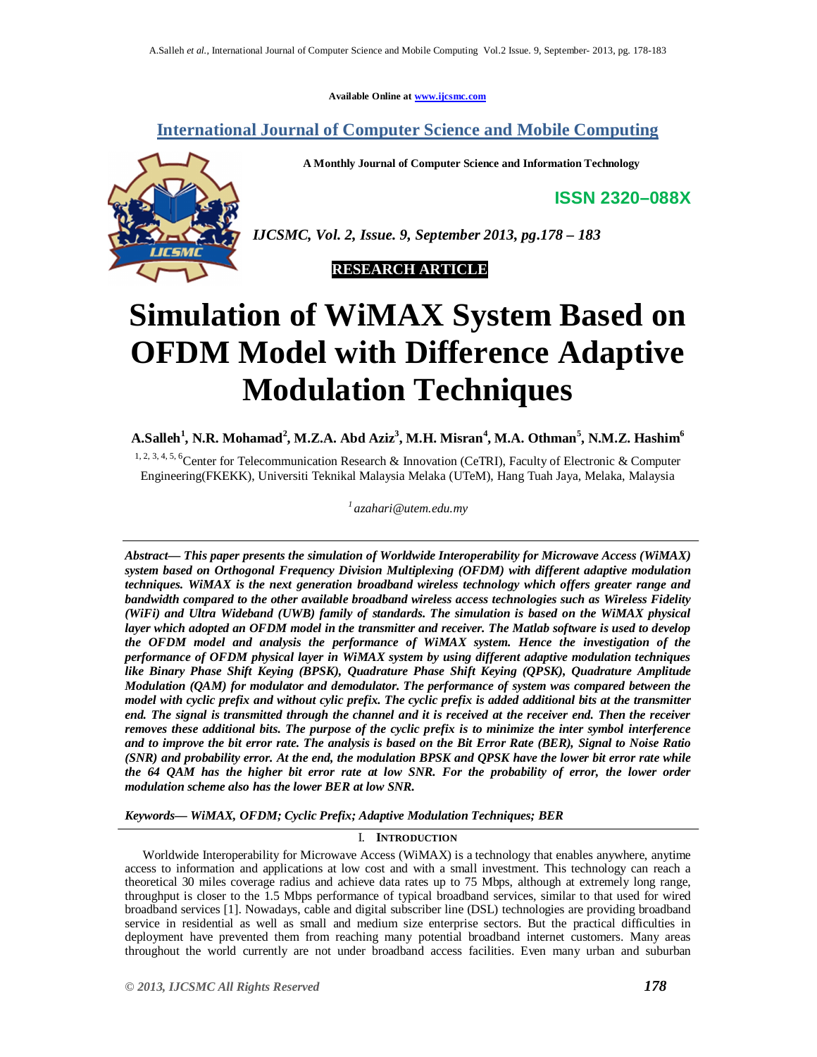Available Online at www.ijcsmc.com

**International Journal of Computer Science and Mobile Computing**

**A Monthly Journal of Computer Science and Information Technology**

**ISSN 2320–088X**

*IJCSMC, Vol. 2, Issue. 9, September 2013, pg.178 – 183*

**RESEARCH ARTICLE**

# Simulation of WiMAX System Based on OFDM Model with Difference Adaptive Modulation Techniques

**A.Salleh[1], N.R. Mohamad[2], M.Z.A. Abd Aziz[3], M.H. Misran[4], M.A. Othman[5], N.M.Z. Hashim[6]**

[1, 2, 3, 4, 5, 6]Center for Telecommunication Research & Innovation (CeTRI), Faculty of Electronic & Computer Engineering(FKEKK), Universiti Teknikal Malaysia Melaka (UTeM), Hang Tuah Jaya, Melaka, Malaysia

[1] *azahari@utem.edu.my*

***Abstract***— ***This paper presents the simulation of Worldwide Interoperability for Microwave Access (WiMAX) system based on Orthogonal Frequency Division Multiplexing (OFDM) with different adaptive modulation techniques. WiMAX is the next generation broadband wireless technology which offers greater range and bandwidth compared to the other available broadband wireless access technologies such as Wireless Fidelity (WiFi) and Ultra Wideband (UWB) family of standards. The simulation is based on the WiMAX physical layer which adopted an OFDM model in the transmitter and receiver. The Matlab software is used to develop the OFDM model and analysis the performance of WiMAX system. Hence the investigation of the performance of OFDM physical layer in WiMAX system by using different adaptive modulation techniques like Binary Phase Shift Keying (BPSK), Quadrature Phase Shift Keying (QPSK), Quadrature Amplitude Modulation (QAM) for modulator and demodulator. The performance of system was compared between the model with cyclic prefix and without cylic prefix. The cyclic prefix is added additional bits at the transmitter end. The signal is transmitted through the channel and it is received at the receiver end. Then the receiver removes these additional bits. The purpose of the cyclic prefix is to minimize the inter symbol interference and to improve the bit error rate. The analysis is based on the Bit Error Rate (BER), Signal to Noise Ratio (SNR) and probability error. At the end, the modulation BPSK and QPSK have the lower bit error rate while the 64 QAM has the higher bit error rate at low SNR. For the probability of error, the lower order modulation scheme also has the lower BER at low SNR.***

***Keywords***— ***WiMAX, OFDM; Cyclic Prefix; Adaptive Modulation Techniques; BER***

## I. Introduction

Worldwide Interoperability for Microwave Access (WiMAX) is a technology that enables anywhere, anytime access to information and applications at low cost and with a small investment. This technology can reach a theoretical 30 miles coverage radius and achieve data rates up to 75 Mbps, although at extremely long range, throughput is closer to the 1.5 Mbps performance of typical broadband services, similar to that used for wired broadband services [1]. Nowadays, cable and digital subscriber line (DSL) technologies are providing broadband service in residential as well as small and medium size enterprise sectors. But the practical difficulties in deployment have prevented them from reaching many potential broadband internet customers. Many areas throughout the world currently are not under broadband access facilities. Even many urban and suburban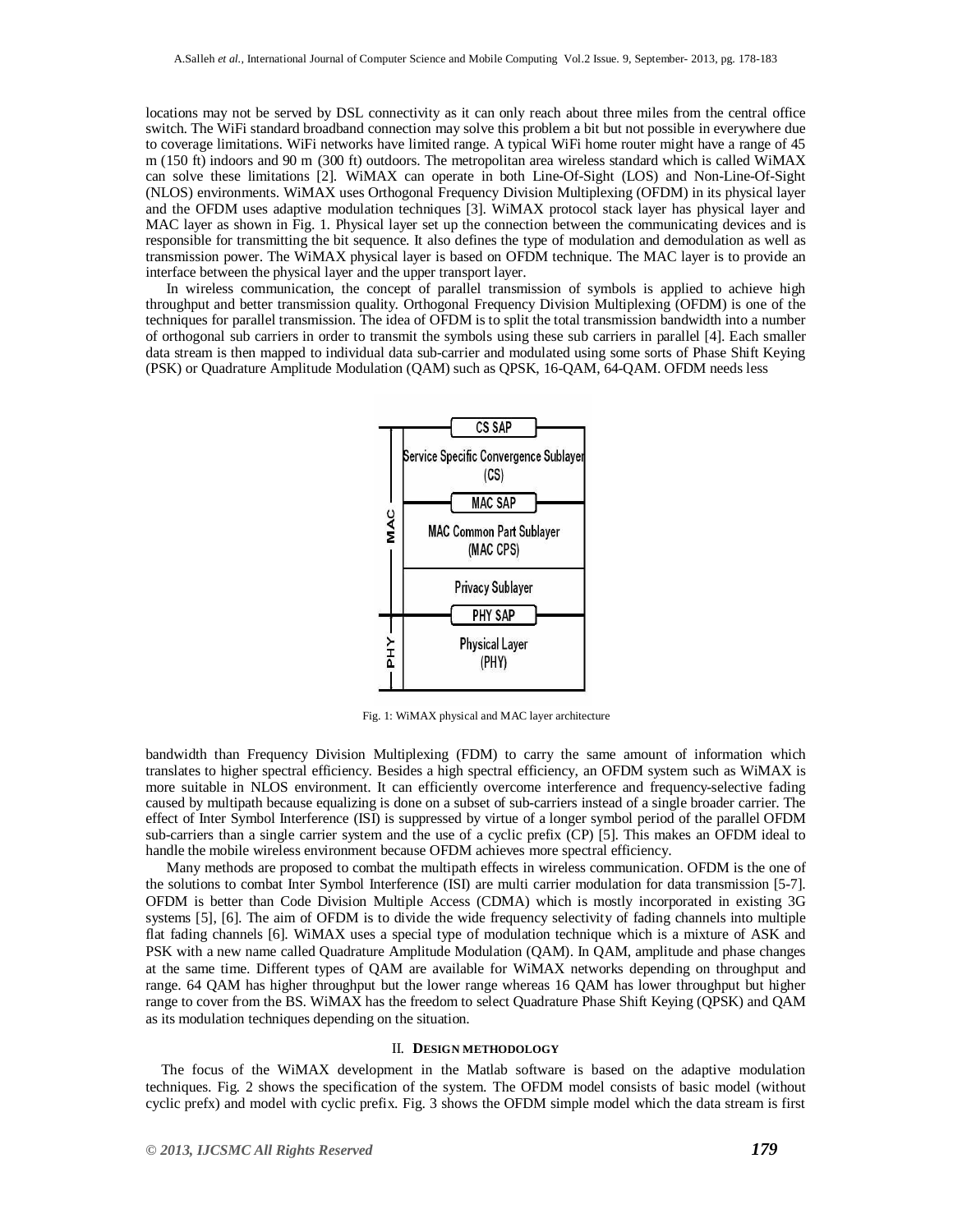locations may not be served by DSL connectivity as it can only reach about three miles from the central office switch. The WiFi standard broadband connection may solve this problem a bit but not possible in everywhere due to coverage limitations. WiFi networks have limited range. A typical WiFi home router might have a range of 45 m (150 ft) indoors and 90 m (300 ft) outdoors. The metropolitan area wireless standard which is called WiMAX can solve these limitations [2]. WiMAX can operate in both Line-Of-Sight (LOS) and Non-Line-Of-Sight (NLOS) environments. WiMAX uses Orthogonal Frequency Division Multiplexing (OFDM) in its physical layer and the OFDM uses adaptive modulation techniques [3]. WiMAX protocol stack layer has physical layer and MAC layer as shown in Fig. 1. Physical layer set up the connection between the communicating devices and is responsible for transmitting the bit sequence. It also defines the type of modulation and demodulation as well as transmission power. The WiMAX physical layer is based on OFDM technique. The MAC layer is to provide an interface between the physical layer and the upper transport layer.

In wireless communication, the concept of parallel transmission of symbols is applied to achieve high throughput and better transmission quality. Orthogonal Frequency Division Multiplexing (OFDM) is one of the techniques for parallel transmission. The idea of OFDM is to split the total transmission bandwidth into a number of orthogonal sub carriers in order to transmit the symbols using these sub carriers in parallel [4]. Each smaller data stream is then mapped to individual data sub-carrier and modulated using some sorts of Phase Shift Keying (PSK) or Quadrature Amplitude Modulation (QAM) such as QPSK, 16-QAM, 64-QAM. OFDM needs less bandwidth than Frequency Division Multiplexing (FDM) to carry the same amount of information which translates to higher spectral efficiency. Besides a high spectral efficiency, an OFDM system such as WiMAX is more suitable in NLOS environment. It can efficiently overcome interference and frequency-selective fading caused by multipath because equalizing is done on a subset of sub-carriers instead of a single broader carrier. The effect of Inter Symbol Interference (ISI) is suppressed by virtue of a longer symbol period of the parallel OFDM sub-carriers than a single carrier system and the use of a cyclic prefix (CP) [5]. This makes an OFDM ideal to handle the mobile wireless environment because OFDM achieves more spectral efficiency.

| | |
|---|---|
| MAC | CS SAP |
| | Service Specific Convergence Sublayer (CS) |
| | MAC SAP |
| | MAC Common Part Sublayer (MAC CPS) |
| | Privacy Sublayer |
| | PHY SAP |
| PHY | Physical Layer (PHY) |

Fig. 1: WiMAX physical and MAC layer architecture

Many methods are proposed to combat the multipath effects in wireless communication. OFDM is the one of the solutions to combat Inter Symbol Interference (ISI) are multi carrier modulation for data transmission [5-7]. OFDM is better than Code Division Multiple Access (CDMA) which is mostly incorporated in existing 3G systems [5], [6]. The aim of OFDM is to divide the wide frequency selectivity of fading channels into multiple flat fading channels [6]. WiMAX uses a special type of modulation technique which is a mixture of ASK and PSK with a new name called Quadrature Amplitude Modulation (QAM). In QAM, amplitude and phase changes at the same time. Different types of QAM are available for WiMAX networks depending on throughput and range. 64 QAM has higher throughput but the lower range whereas 16 QAM has lower throughput but higher range to cover from the BS. WiMAX has the freedom to select Quadrature Phase Shift Keying (QPSK) and QAM as its modulation techniques depending on the situation.

## II. DESIGN METHODOLOGY

The focus of the WiMAX development in the Matlab software is based on the adaptive modulation techniques. Fig. 2 shows the specification of the system. The OFDM model consists of basic model (without cyclic prefx) and model with cyclic prefix. Fig. 3 shows the OFDM simple model which the data stream is first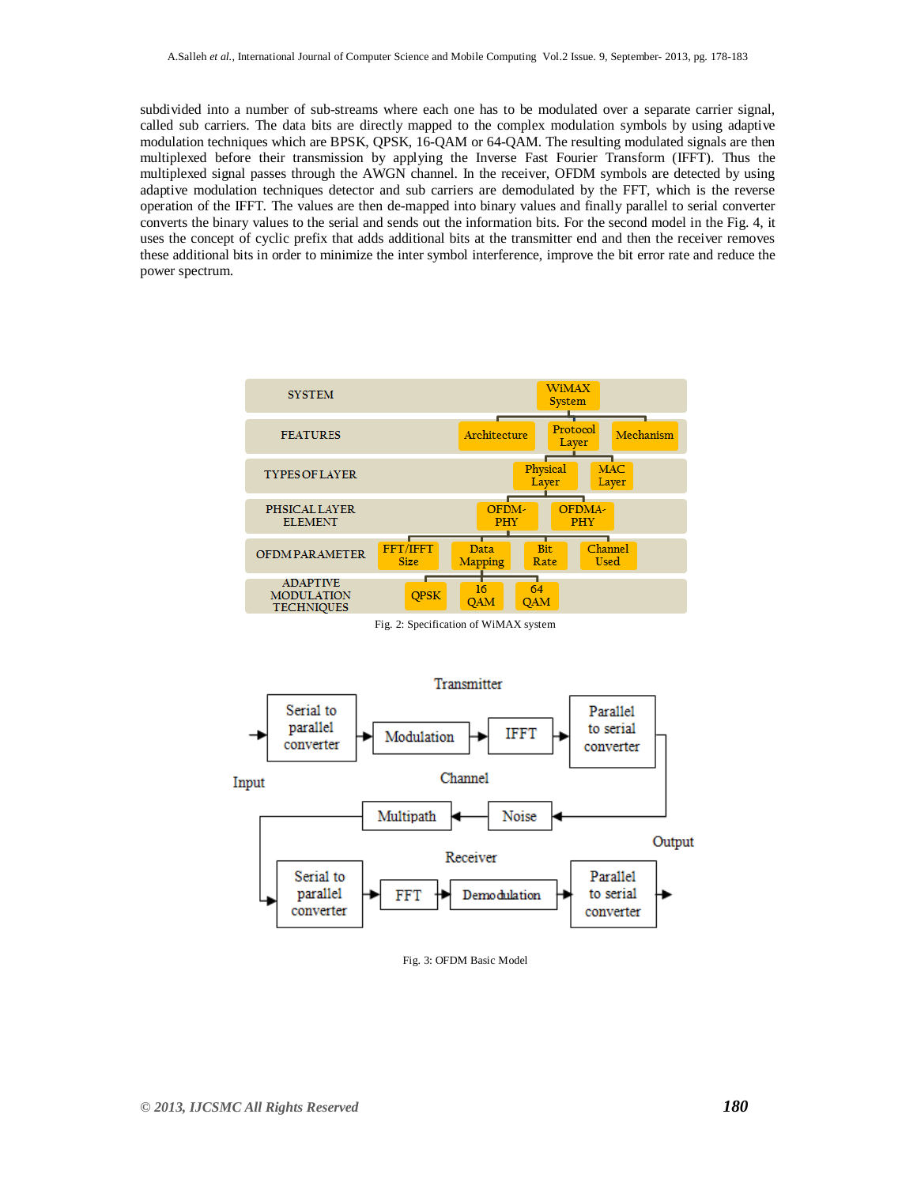subdivided into a number of sub-streams where each one has to be modulated over a separate carrier signal, called sub carriers. The data bits are directly mapped to the complex modulation symbols by using adaptive modulation techniques which are BPSK, QPSK, 16-QAM or 64-QAM. The resulting modulated signals are then multiplexed before their transmission by applying the Inverse Fast Fourier Transform (IFFT). Thus the multiplexed signal passes through the AWGN channel. In the receiver, OFDM symbols are detected by using adaptive modulation techniques detector and sub carriers are demodulated by the FFT, which is the reverse operation of the IFFT. The values are then de-mapped into binary values and finally parallel to serial converter converts the binary values to the serial and sends out the information bits. For the second model in the Fig. 4, it uses the concept of cyclic prefix that adds additional bits at the transmitter end and then the receiver removes these additional bits in order to minimize the inter symbol interference, improve the bit error rate and reduce the power spectrum.

| | |
|---|---|
| SYSTEM | WiMAX System |
| FEATURES | Architecture, Protocol Layer, Mechanism |
| TYPES OF LAYER | Physical Layer, MAC Layer |
| PHSICAL LAYER ELEMENT | OFDM-PHY, OFDMA-PHY |
| OFDM PARAMETER | FFT/IFFT Size, Data Mapping, Bit Rate, Channel Used |
| ADAPTIVE MODULATION TECHNIQUES | QPSK, 16 QAM, 64 QAM |

Fig. 2: Specification of WiMAX system

Transmitter: Input → Serial to parallel converter → Modulation → IFFT → Parallel to serial converter

Channel: Noise → Multipath

Receiver: Serial to parallel converter → FFT → Demodulation → Parallel to serial converter → Output

Fig. 3: OFDM Basic Model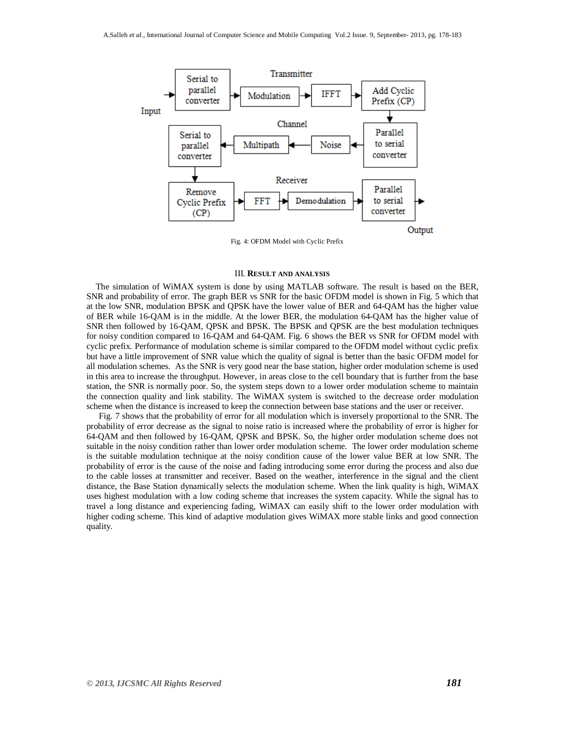Fig. 4: OFDM Model with Cyclic Prefix

## III. RESULT AND ANALYSIS

The simulation of WiMAX system is done by using MATLAB software. The result is based on the BER, SNR and probability of error. The graph BER vs SNR for the basic OFDM model is shown in Fig. 5 which that at the low SNR, modulation BPSK and QPSK have the lower value of BER and 64-QAM has the higher value of BER while 16-QAM is in the middle. At the lower BER, the modulation 64-QAM has the higher value of SNR then followed by 16-QAM, QPSK and BPSK. The BPSK and QPSK are the best modulation techniques for noisy condition compared to 16-QAM and 64-QAM. Fig. 6 shows the BER vs SNR for OFDM model with cyclic prefix. Performance of modulation scheme is similar compared to the OFDM model without cyclic prefix but have a little improvement of SNR value which the quality of signal is better than the basic OFDM model for all modulation schemes. As the SNR is very good near the base station, higher order modulation scheme is used in this area to increase the throughput. However, in areas close to the cell boundary that is further from the base station, the SNR is normally poor. So, the system steps down to a lower order modulation scheme to maintain the connection quality and link stability. The WiMAX system is switched to the decrease order modulation scheme when the distance is increased to keep the connection between base stations and the user or receiver.

Fig. 7 shows that the probability of error for all modulation which is inversely proportional to the SNR. The probability of error decrease as the signal to noise ratio is increased where the probability of error is higher for 64-QAM and then followed by 16-QAM, QPSK and BPSK. So, the higher order modulation scheme does not suitable in the noisy condition rather than lower order modulation scheme. The lower order modulation scheme is the suitable modulation technique at the noisy condition cause of the lower value BER at low SNR. The probability of error is the cause of the noise and fading introducing some error during the process and also due to the cable losses at transmitter and receiver. Based on the weather, interference in the signal and the client distance, the Base Station dynamically selects the modulation scheme. When the link quality is high, WiMAX uses highest modulation with a low coding scheme that increases the system capacity. While the signal has to travel a long distance and experiencing fading, WiMAX can easily shift to the lower order modulation with higher coding scheme. This kind of adaptive modulation gives WiMAX more stable links and good connection quality.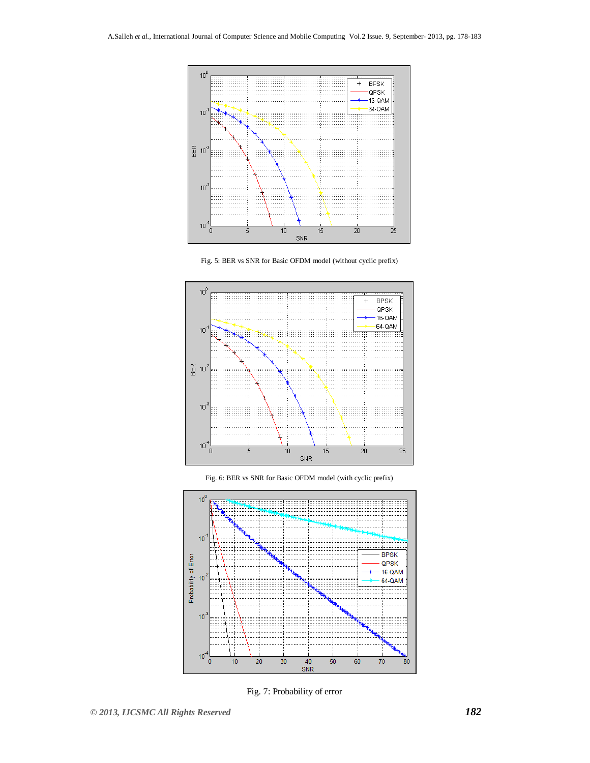Fig. 5: BER vs SNR for Basic OFDM model (without cyclic prefix)

Fig. 6: BER vs SNR for Basic OFDM model (with cyclic prefix)

Fig. 7: Probability of error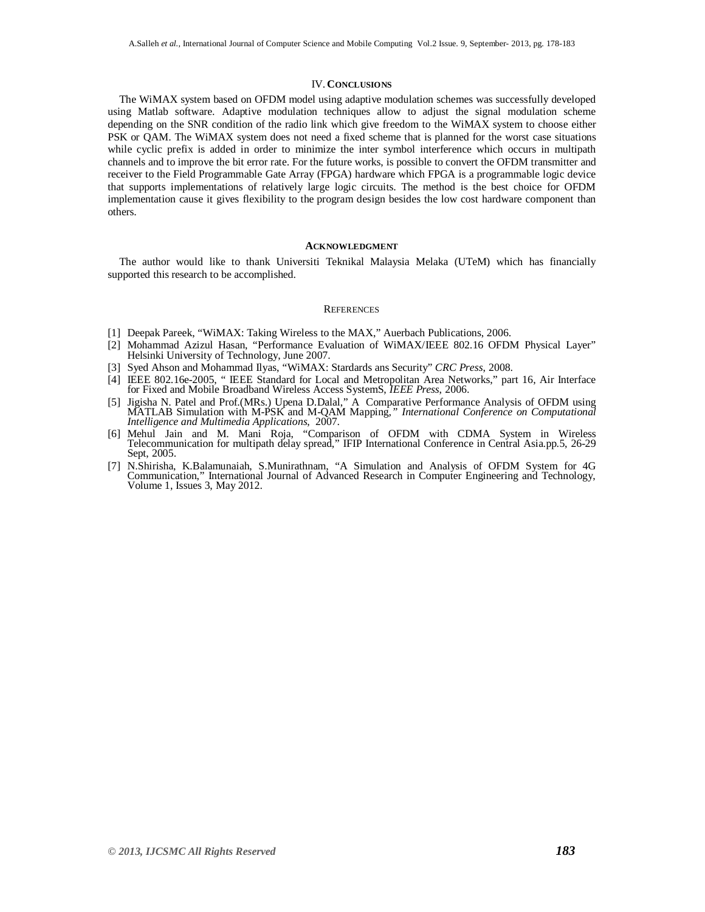## IV. CONCLUSIONS

The WiMAX system based on OFDM model using adaptive modulation schemes was successfully developed using Matlab software. Adaptive modulation techniques allow to adjust the signal modulation scheme depending on the SNR condition of the radio link which give freedom to the WiMAX system to choose either PSK or QAM. The WiMAX system does not need a fixed scheme that is planned for the worst case situations while cyclic prefix is added in order to minimize the inter symbol interference which occurs in multipath channels and to improve the bit error rate. For the future works, is possible to convert the OFDM transmitter and receiver to the Field Programmable Gate Array (FPGA) hardware which FPGA is a programmable logic device that supports implementations of relatively large logic circuits. The method is the best choice for OFDM implementation cause it gives flexibility to the program design besides the low cost hardware component than others.

## ACKNOWLEDGMENT

The author would like to thank Universiti Teknikal Malaysia Melaka (UTeM) which has financially supported this research to be accomplished.

## REFERENCES

[1] Deepak Pareek, "WiMAX: Taking Wireless to the MAX," Auerbach Publications, 2006.

[2] Mohammad Azizul Hasan, "Performance Evaluation of WiMAX/IEEE 802.16 OFDM Physical Layer" Helsinki University of Technology, June 2007.

[3] Syed Ahson and Mohammad Ilyas, "WiMAX: Stardards ans Security" *CRC Press*, 2008.

[4] IEEE 802.16e-2005, " IEEE Standard for Local and Metropolitan Area Networks," part 16, Air Interface for Fixed and Mobile Broadband Wireless Access SystemS, *IEEE Press*, 2006.

[5] Jigisha N. Patel and Prof.(MRs.) Upena D.Dalal," A Comparative Performance Analysis of OFDM using MATLAB Simulation with M-PSK and M-QAM Mapping*," International Conference on Computational Intelligence and Multimedia Applications*, 2007.

[6] Mehul Jain and M. Mani Roja, "Comparison of OFDM with CDMA System in Wireless Telecommunication for multipath delay spread," IFIP International Conference in Central Asia.pp.5, 26-29 Sept, 2005.

[7] N.Shirisha, K.Balamunaiah, S.Munirathnam, "A Simulation and Analysis of OFDM System for 4G Communication," International Journal of Advanced Research in Computer Engineering and Technology, Volume 1, Issues 3, May 2012.